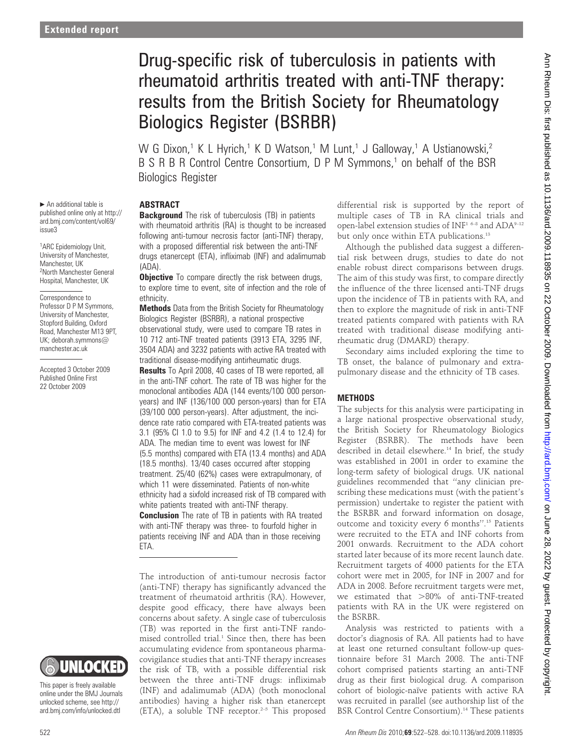**Extended report**

# Drug-specific risk of tuberculosis in patients with rheumatoid arthritis treated with anti-TNF therapy: results from the British Society for Rheumatology Biologics Register (BSRBR)

W G Dixon,[1] K L Hyrich,[1] K D Watson,[1] M Lunt,[1] J Galloway,[1] A Ustianowski,[2] B S R B R Control Centre Consortium, D P M Symmons,[1] on behalf of the BSR Biologics Register

► An additional table is published online only at http://ard.bmj.com/content/vol69/issue3

[1]ARC Epidemiology Unit, University of Manchester, Manchester, UK
[2]North Manchester General Hospital, Manchester, UK

Correspondence to Professor D P M Symmons, University of Manchester, Stopford Building, Oxford Road, Manchester M13 9PT, UK; deborah.symmons@manchester.ac.uk

Accepted 3 October 2009
Published Online First 22 October 2009

This paper is freely available online under the BMJ Journals unlocked scheme, see http://ard.bmj.com/info/unlocked.dtl

## ABSTRACT

**Background** The risk of tuberculosis (TB) in patients with rheumatoid arthritis (RA) is thought to be increased following anti-tumour necrosis factor (anti-TNF) therapy, with a proposed differential risk between the anti-TNF drugs etanercept (ETA), infliximab (INF) and adalimumab (ADA).

**Objective** To compare directly the risk between drugs, to explore time to event, site of infection and the role of ethnicity.

**Methods** Data from the British Society for Rheumatology Biologics Register (BSRBR), a national prospective observational study, were used to compare TB rates in 10 712 anti-TNF treated patients (3913 ETA, 3295 INF, 3504 ADA) and 3232 patients with active RA treated with traditional disease-modifying antirheumatic drugs.

**Results** To April 2008, 40 cases of TB were reported, all in the anti-TNF cohort. The rate of TB was higher for the monoclonal antibodies ADA (144 events/100 000 person-years) and INF (136/100 000 person-years) than for ETA (39/100 000 person-years). After adjustment, the incidence rate ratio compared with ETA-treated patients was 3.1 (95% CI 1.0 to 9.5) for INF and 4.2 (1.4 to 12.4) for ADA. The median time to event was lowest for INF (5.5 months) compared with ETA (13.4 months) and ADA (18.5 months). 13/40 cases occurred after stopping treatment. 25/40 (62%) cases were extrapulmonary, of which 11 were disseminated. Patients of non-white ethnicity had a sixfold increased risk of TB compared with white patients treated with anti-TNF therapy.

**Conclusion** The rate of TB in patients with RA treated with anti-TNF therapy was three- to fourfold higher in patients receiving INF and ADA than in those receiving ETA.

The introduction of anti-tumour necrosis factor (anti-TNF) therapy has significantly advanced the treatment of rheumatoid arthritis (RA). However, despite good efficacy, there have always been concerns about safety. A single case of tuberculosis (TB) was reported in the first anti-TNF randomised controlled trial.[1] Since then, there has been accumulating evidence from spontaneous pharmacovigilance studies that anti-TNF therapy increases the risk of TB, with a possible differential risk between the three anti-TNF drugs: infliximab (INF) and adalimumab (ADA) (both monoclonal antibodies) having a higher risk than etanercept (ETA), a soluble TNF receptor.[2–5] This proposed differential risk is supported by the report of multiple cases of TB in RA clinical trials and open-label extension studies of INF[1 6–8] and ADA[9–12] but only once within ETA publications.[13]

Although the published data suggest a differential risk between drugs, studies to date do not enable robust direct comparisons between drugs. The aim of this study was first, to compare directly the influence of the three licensed anti-TNF drugs upon the incidence of TB in patients with RA, and then to explore the magnitude of risk in anti-TNF treated patients compared with patients with RA treated with traditional disease modifying anti-rheumatic drug (DMARD) therapy.

Secondary aims included exploring the time to TB onset, the balance of pulmonary and extra-pulmonary disease and the ethnicity of TB cases.

## METHODS

The subjects for this analysis were participating in a large national prospective observational study, the British Society for Rheumatology Biologics Register (BSRBR). The methods have been described in detail elsewhere.[14] In brief, the study was established in 2001 in order to examine the long-term safety of biological drugs. UK national guidelines recommended that "any clinician prescribing these medications must (with the patient's permission) undertake to register the patient with the BSRBR and forward information on dosage, outcome and toxicity every 6 months".[15] Patients were recruited to the ETA and INF cohorts from 2001 onwards. Recruitment to the ADA cohort started later because of its more recent launch date. Recruitment targets of 4000 patients for the ETA cohort were met in 2005, for INF in 2007 and for ADA in 2008. Before recruitment targets were met, we estimated that >80% of anti-TNF-treated patients with RA in the UK were registered on the BSRBR.

Analysis was restricted to patients with a doctor's diagnosis of RA. All patients had to have at least one returned consultant follow-up questionnaire before 31 March 2008. The anti-TNF cohort comprised patients starting an anti-TNF drug as their first biological drug. A comparison cohort of biologic-naïve patients with active RA was recruited in parallel (see authorship list of the BSR Control Centre Consortium).[14] These patients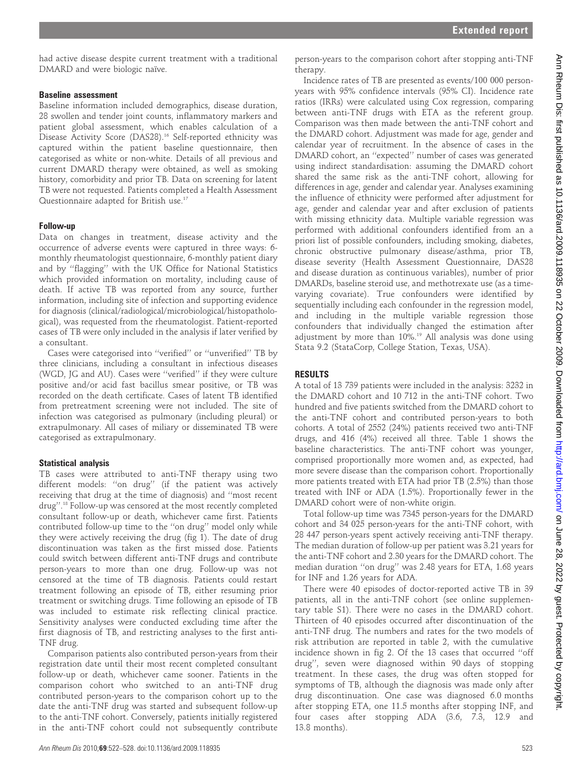had active disease despite current treatment with a traditional DMARD and were biologic naïve.

### Baseline assessment

Baseline information included demographics, disease duration, 28 swollen and tender joint counts, inflammatory markers and patient global assessment, which enables calculation of a Disease Activity Score (DAS28).[16] Self-reported ethnicity was captured within the patient baseline questionnaire, then categorised as white or non-white. Details of all previous and current DMARD therapy were obtained, as well as smoking history, comorbidity and prior TB. Data on screening for latent TB were not requested. Patients completed a Health Assessment Questionnaire adapted for British use.[17]

### Follow-up

Data on changes in treatment, disease activity and the occurrence of adverse events were captured in three ways: 6-monthly rheumatologist questionnaire, 6-monthly patient diary and by ''flagging'' with the UK Office for National Statistics which provided information on mortality, including cause of death. If active TB was reported from any source, further information, including site of infection and supporting evidence for diagnosis (clinical/radiological/microbiological/histopathological), was requested from the rheumatologist. Patient-reported cases of TB were only included in the analysis if later verified by a consultant.

Cases were categorised into ''verified'' or ''unverified'' TB by three clinicians, including a consultant in infectious diseases (WGD, JG and AU). Cases were ''verified'' if they were culture positive and/or acid fast bacillus smear positive, or TB was recorded on the death certificate. Cases of latent TB identified from pretreatment screening were not included. The site of infection was categorised as pulmonary (including pleural) or extrapulmonary. All cases of miliary or disseminated TB were categorised as extrapulmonary.

### Statistical analysis

TB cases were attributed to anti-TNF therapy using two different models: ''on drug'' (if the patient was actively receiving that drug at the time of diagnosis) and ''most recent drug''.[18] Follow-up was censored at the most recently completed consultant follow-up or death, whichever came first. Patients contributed follow-up time to the ''on drug'' model only while they were actively receiving the drug (fig 1). The date of drug discontinuation was taken as the first missed dose. Patients could switch between different anti-TNF drugs and contribute person-years to more than one drug. Follow-up was not censored at the time of TB diagnosis. Patients could restart treatment following an episode of TB, either resuming prior treatment or switching drugs. Time following an episode of TB was included to estimate risk reflecting clinical practice. Sensitivity analyses were conducted excluding time after the first diagnosis of TB, and restricting analyses to the first anti-TNF drug.

Comparison patients also contributed person-years from their registration date until their most recent completed consultant follow-up or death, whichever came sooner. Patients in the comparison cohort who switched to an anti-TNF drug contributed person-years to the comparison cohort up to the date the anti-TNF drug was started and subsequent follow-up to the anti-TNF cohort. Conversely, patients initially registered in the anti-TNF cohort could not subsequently contribute person-years to the comparison cohort after stopping anti-TNF therapy.

Incidence rates of TB are presented as events/100 000 person-years with 95% confidence intervals (95% CI). Incidence rate ratios (IRRs) were calculated using Cox regression, comparing between anti-TNF drugs with ETA as the referent group. Comparison was then made between the anti-TNF cohort and the DMARD cohort. Adjustment was made for age, gender and calendar year of recruitment. In the absence of cases in the DMARD cohort, an ''expected'' number of cases was generated using indirect standardisation: assuming the DMARD cohort shared the same risk as the anti-TNF cohort, allowing for differences in age, gender and calendar year. Analyses examining the influence of ethnicity were performed after adjustment for age, gender and calendar year and after exclusion of patients with missing ethnicity data. Multiple variable regression was performed with additional confounders identified from an a priori list of possible confounders, including smoking, diabetes, chronic obstructive pulmonary disease/asthma, prior TB, disease severity (Health Assessment Questionnaire, DAS28 and disease duration as continuous variables), number of prior DMARDs, baseline steroid use, and methotrexate use (as a time-varying covariate). True confounders were identified by sequentially including each confounder in the regression model, and including in the multiple variable regression those confounders that individually changed the estimation after adjustment by more than 10%.[19] All analysis was done using Stata 9.2 (StataCorp, College Station, Texas, USA).

## RESULTS

A total of 13 739 patients were included in the analysis: 3232 in the DMARD cohort and 10 712 in the anti-TNF cohort. Two hundred and five patients switched from the DMARD cohort to the anti-TNF cohort and contributed person-years to both cohorts. A total of 2552 (24%) patients received two anti-TNF drugs, and 416 (4%) received all three. Table 1 shows the baseline characteristics. The anti-TNF cohort was younger, comprised proportionally more women and, as expected, had more severe disease than the comparison cohort. Proportionally more patients treated with ETA had prior TB (2.5%) than those treated with INF or ADA (1.5%). Proportionally fewer in the DMARD cohort were of non-white origin.

Total follow-up time was 7345 person-years for the DMARD cohort and 34 025 person-years for the anti-TNF cohort, with 28 447 person-years spent actively receiving anti-TNF therapy. The median duration of follow-up per patient was 3.21 years for the anti-TNF cohort and 2.30 years for the DMARD cohort. The median duration ''on drug'' was 2.48 years for ETA, 1.68 years for INF and 1.26 years for ADA.

There were 40 episodes of doctor-reported active TB in 39 patients, all in the anti-TNF cohort (see online supplementary table S1). There were no cases in the DMARD cohort. Thirteen of 40 episodes occurred after discontinuation of the anti-TNF drug. The numbers and rates for the two models of risk attribution are reported in table 2, with the cumulative incidence shown in fig 2. Of the 13 cases that occurred ''off drug'', seven were diagnosed within 90 days of stopping treatment. In these cases, the drug was often stopped for symptoms of TB, although the diagnosis was made only after drug discontinuation. One case was diagnosed 6.0 months after stopping ETA, one 11.5 months after stopping INF, and four cases after stopping ADA (3.6, 7.3, 12.9 and 13.8 months).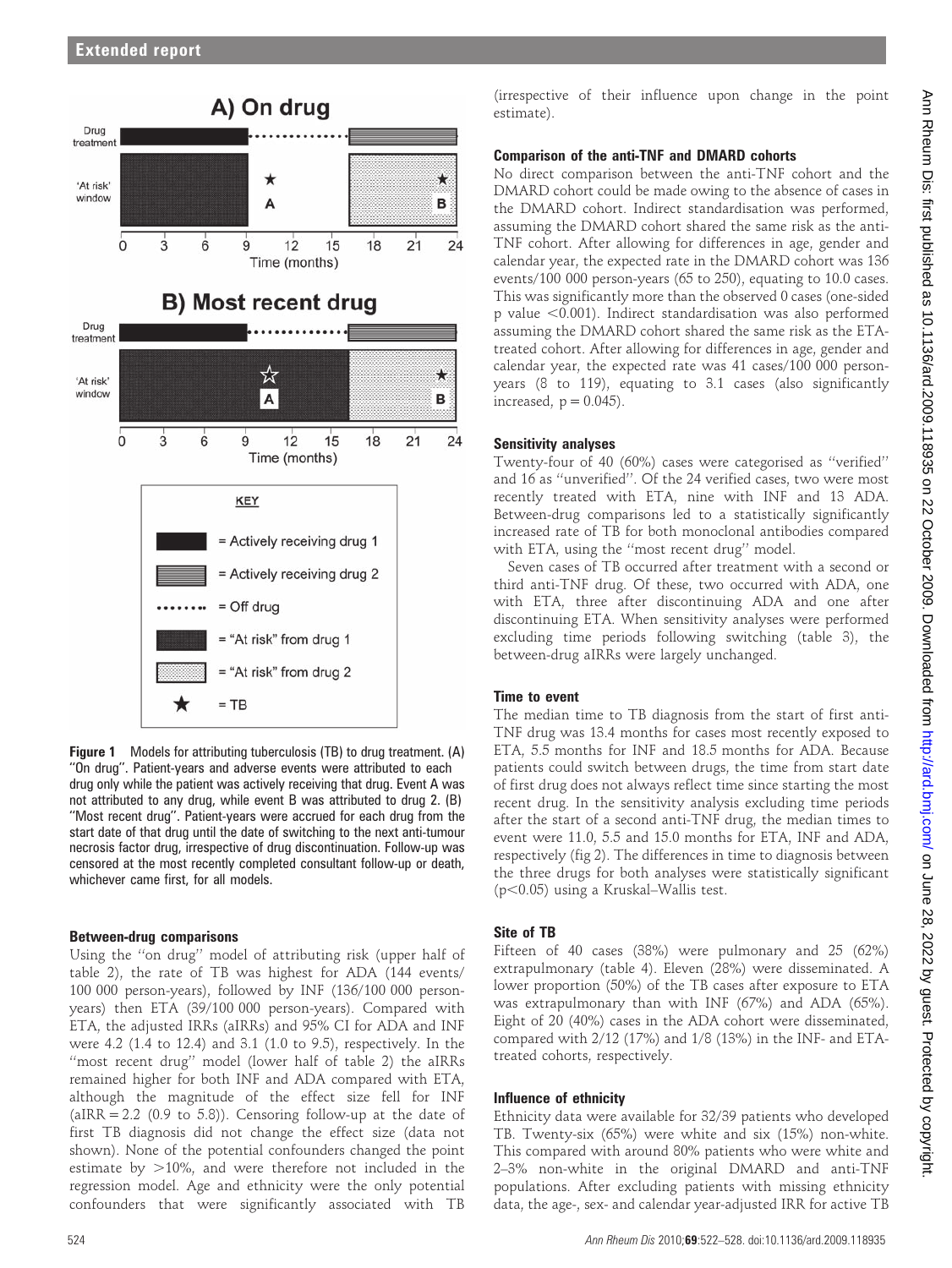**A) On drug**

Drug treatment

'At risk' window

Time (months)

**B) Most recent drug**

Drug treatment

'At risk' window

Time (months)

KEY

= Actively receiving drug 1

= Actively receiving drug 2

= Off drug

= "At risk" from drug 1

= "At risk" from drug 2

★ = TB

**Figure 1** Models for attributing tuberculosis (TB) to drug treatment. (A) "On drug". Patient-years and adverse events were attributed to each drug only while the patient was actively receiving that drug. Event A was not attributed to any drug, while event B was attributed to drug 2. (B) "Most recent drug". Patient-years were accrued for each drug from the start date of that drug until the date of switching to the next anti-tumour necrosis factor drug, irrespective of drug discontinuation. Follow-up was censored at the most recently completed consultant follow-up or death, whichever came first, for all models.

### Between-drug comparisons

Using the "on drug" model of attributing risk (upper half of table 2), the rate of TB was highest for ADA (144 events/100 000 person-years), followed by INF (136/100 000 person-years) then ETA (39/100 000 person-years). Compared with ETA, the adjusted IRRs (aIRRs) and 95% CI for ADA and INF were 4.2 (1.4 to 12.4) and 3.1 (1.0 to 9.5), respectively. In the "most recent drug" model (lower half of table 2) the aIRRs remained higher for both INF and ADA compared with ETA, although the magnitude of the effect size fell for INF (aIRR = 2.2 (0.9 to 5.8)). Censoring follow-up at the date of first TB diagnosis did not change the effect size (data not shown). None of the potential confounders changed the point estimate by >10%, and were therefore not included in the regression model. Age and ethnicity were the only potential confounders that were significantly associated with TB (irrespective of their influence upon change in the point estimate).

### Comparison of the anti-TNF and DMARD cohorts

No direct comparison between the anti-TNF cohort and the DMARD cohort could be made owing to the absence of cases in the DMARD cohort. Indirect standardisation was performed, assuming the DMARD cohort shared the same risk as the anti-TNF cohort. After allowing for differences in age, gender and calendar year, the expected rate in the DMARD cohort was 136 events/100 000 person-years (65 to 250), equating to 10.0 cases. This was significantly more than the observed 0 cases (one-sided p value <0.001). Indirect standardisation was also performed assuming the DMARD cohort shared the same risk as the ETA-treated cohort. After allowing for differences in age, gender and calendar year, the expected rate was 41 cases/100 000 person-years (8 to 119), equating to 3.1 cases (also significantly increased, p = 0.045).

### Sensitivity analyses

Twenty-four of 40 (60%) cases were categorised as "verified" and 16 as "unverified". Of the 24 verified cases, two were most recently treated with ETA, nine with INF and 13 ADA. Between-drug comparisons led to a statistically significantly increased rate of TB for both monoclonal antibodies compared with ETA, using the "most recent drug" model.

Seven cases of TB occurred after treatment with a second or third anti-TNF drug. Of these, two occurred with ADA, one with ETA, three after discontinuing ADA and one after discontinuing ETA. When sensitivity analyses were performed excluding time periods following switching (table 3), the between-drug aIRRs were largely unchanged.

### Time to event

The median time to TB diagnosis from the start of first anti-TNF drug was 13.4 months for cases most recently exposed to ETA, 5.5 months for INF and 18.5 months for ADA. Because patients could switch between drugs, the time from start date of first drug does not always reflect time since starting the most recent drug. In the sensitivity analysis excluding time periods after the start of a second anti-TNF drug, the median times to event were 11.0, 5.5 and 15.0 months for ETA, INF and ADA, respectively (fig 2). The differences in time to diagnosis between the three drugs for both analyses were statistically significant (p<0.05) using a Kruskal–Wallis test.

### Site of TB

Fifteen of 40 cases (38%) were pulmonary and 25 (62%) extrapulmonary (table 4). Eleven (28%) were disseminated. A lower proportion (50%) of the TB cases after exposure to ETA was extrapulmonary than with INF (67%) and ADA (65%). Eight of 20 (40%) cases in the ADA cohort were disseminated, compared with 2/12 (17%) and 1/8 (13%) in the INF- and ETA-treated cohorts, respectively.

### Influence of ethnicity

Ethnicity data were available for 32/39 patients who developed TB. Twenty-six (65%) were white and six (15%) non-white. This compared with around 80% patients who were white and 2–3% non-white in the original DMARD and anti-TNF populations. After excluding patients with missing ethnicity data, the age-, sex- and calendar year-adjusted IRR for active TB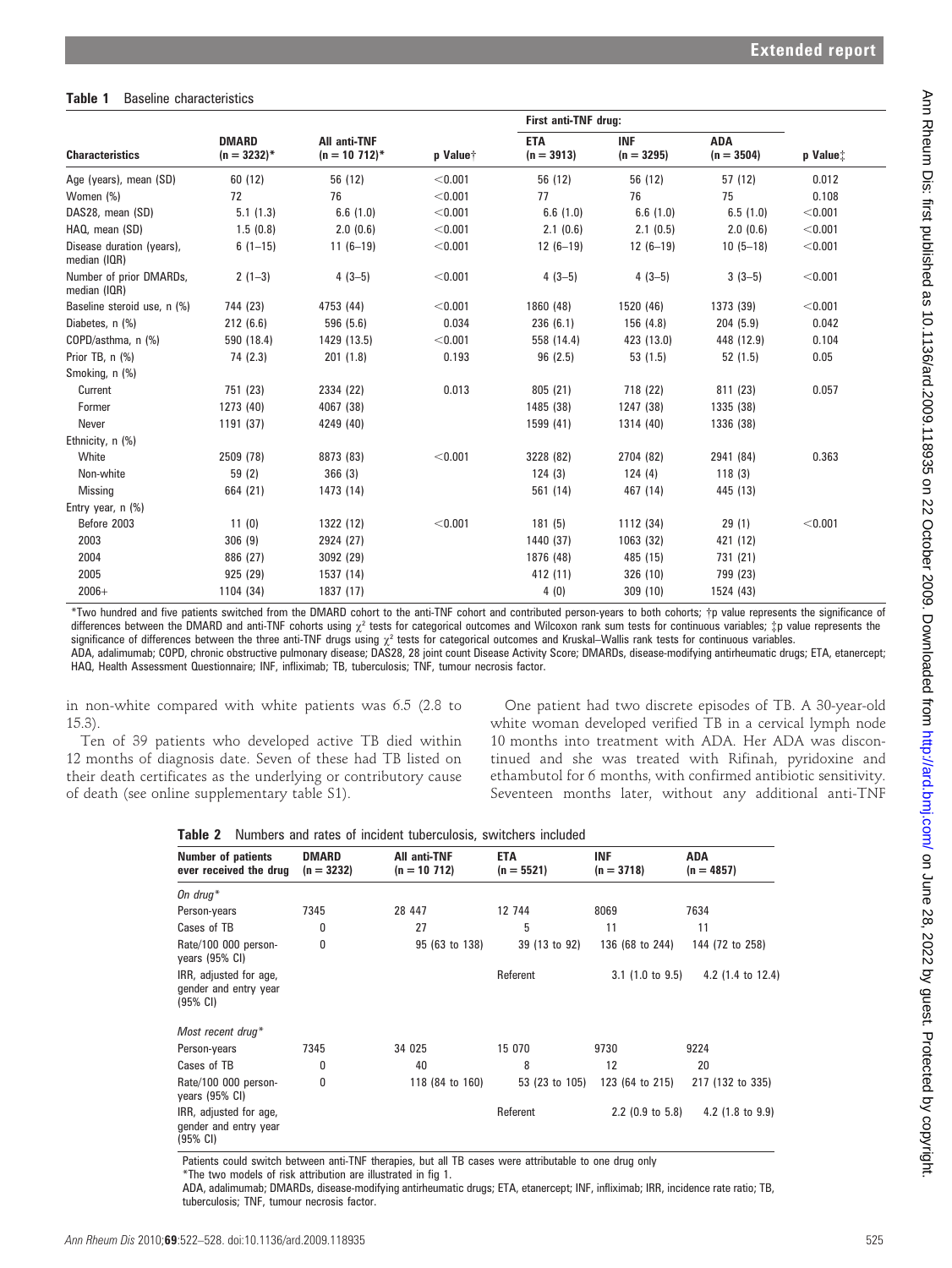**Table 1** Baseline characteristics

| Characteristics | DMARD (n = 3232)* | All anti-TNF (n = 10 712)* | p Value† | First anti-TNF drug: ETA (n = 3913) | INF (n = 3295) | ADA (n = 3504) | p Value‡ |
|---|---|---|---|---|---|---|---|
| Age (years), mean (SD) | 60 (12) | 56 (12) | <0.001 | 56 (12) | 56 (12) | 57 (12) | 0.012 |
| Women (%) | 72 | 76 | <0.001 | 77 | 76 | 75 | 0.108 |
| DAS28, mean (SD) | 5.1 (1.3) | 6.6 (1.0) | <0.001 | 6.6 (1.0) | 6.6 (1.0) | 6.5 (1.0) | <0.001 |
| HAQ, mean (SD) | 1.5 (0.8) | 2.0 (0.6) | <0.001 | 2.1 (0.6) | 2.1 (0.5) | 2.0 (0.6) | <0.001 |
| Disease duration (years), median (IQR) | 6 (1–15) | 11 (6–19) | <0.001 | 12 (6–19) | 12 (6–19) | 10 (5–18) | <0.001 |
| Number of prior DMARDs, median (IQR) | 2 (1–3) | 4 (3–5) | <0.001 | 4 (3–5) | 4 (3–5) | 3 (3–5) | <0.001 |
| Baseline steroid use, n (%) | 744 (23) | 4753 (44) | <0.001 | 1860 (48) | 1520 (46) | 1373 (39) | <0.001 |
| Diabetes, n (%) | 212 (6.6) | 596 (5.6) | 0.034 | 236 (6.1) | 156 (4.8) | 204 (5.9) | 0.042 |
| COPD/asthma, n (%) | 590 (18.4) | 1429 (13.5) | <0.001 | 558 (14.4) | 423 (13.0) | 448 (12.9) | 0.104 |
| Prior TB, n (%) | 74 (2.3) | 201 (1.8) | 0.193 | 96 (2.5) | 53 (1.5) | 52 (1.5) | 0.05 |
| Smoking, n (%) | | | | | | | |
| Current | 751 (23) | 2334 (22) | 0.013 | 805 (21) | 718 (22) | 811 (23) | 0.057 |
| Former | 1273 (40) | 4067 (38) | | 1485 (38) | 1247 (38) | 1335 (38) | |
| Never | 1191 (37) | 4249 (40) | | 1599 (41) | 1314 (40) | 1336 (38) | |
| Ethnicity, n (%) | | | | | | | |
| White | 2509 (78) | 8873 (83) | <0.001 | 3228 (82) | 2704 (82) | 2941 (84) | 0.363 |
| Non-white | 59 (2) | 366 (3) | | 124 (3) | 124 (4) | 118 (3) | |
| Missing | 664 (21) | 1473 (14) | | 561 (14) | 467 (14) | 445 (13) | |
| Entry year, n (%) | | | | | | | |
| Before 2003 | 11 (0) | 1322 (12) | <0.001 | 181 (5) | 1112 (34) | 29 (1) | <0.001 |
| 2003 | 306 (9) | 2924 (27) | | 1440 (37) | 1063 (32) | 421 (12) | |
| 2004 | 886 (27) | 3092 (29) | | 1876 (48) | 485 (15) | 731 (21) | |
| 2005 | 925 (29) | 1537 (14) | | 412 (11) | 326 (10) | 799 (23) | |
| 2006+ | 1104 (34) | 1837 (17) | | 4 (0) | 309 (10) | 1524 (43) | |

*Two hundred and five patients switched from the DMARD cohort to the anti-TNF cohort and contributed person-years to both cohorts; †p value represents the significance of differences between the DMARD and anti-TNF cohorts using $\chi^2$ tests for categorical outcomes and Wilcoxon rank sum tests for continuous variables; ‡p value represents the significance of differences between the three anti-TNF drugs using $\chi^2$ tests for categorical outcomes and Kruskal–Wallis rank tests for continuous variables.
ADA, adalimumab; COPD, chronic obstructive pulmonary disease; DAS28, 28 joint count Disease Activity Score; DMARDs, disease-modifying antirheumatic drugs; ETA, etanercept; HAQ, Health Assessment Questionnaire; INF, infliximab; TB, tuberculosis; TNF, tumour necrosis factor.

in non-white compared with white patients was 6.5 (2.8 to 15.3).

Ten of 39 patients who developed active TB died within 12 months of diagnosis date. Seven of these had TB listed on their death certificates as the underlying or contributory cause of death (see online supplementary table S1).

One patient had two discrete episodes of TB. A 30-year-old white woman developed verified TB in a cervical lymph node 10 months into treatment with ADA. Her ADA was discontinued and she was treated with Rifinah, pyridoxine and ethambutol for 6 months, with confirmed antibiotic sensitivity. Seventeen months later, without any additional anti-TNF

**Table 2** Numbers and rates of incident tuberculosis, switchers included

| Number of patients ever received the drug | DMARD (n = 3232) | All anti-TNF (n = 10 712) | ETA (n = 5521) | INF (n = 3718) | ADA (n = 4857) |
|---|---|---|---|---|---|
| *On drug** | | | | | |
| Person-years | 7345 | 28 447 | 12 744 | 8069 | 7634 |
| Cases of TB | 0 | 27 | 5 | 11 | 11 |
| Rate/100 000 person-years (95% CI) | 0 | 95 (63 to 138) | 39 (13 to 92) | 136 (68 to 244) | 144 (72 to 258) |
| IRR, adjusted for age, gender and entry year (95% CI) | | | Referent | 3.1 (1.0 to 9.5) | 4.2 (1.4 to 12.4) |
| *Most recent drug** | | | | | |
| Person-years | 7345 | 34 025 | 15 070 | 9730 | 9224 |
| Cases of TB | 0 | 40 | 8 | 12 | 20 |
| Rate/100 000 person-years (95% CI) | 0 | 118 (84 to 160) | 53 (23 to 105) | 123 (64 to 215) | 217 (132 to 335) |
| IRR, adjusted for age, gender and entry year (95% CI) | | | Referent | 2.2 (0.9 to 5.8) | 4.2 (1.8 to 9.9) |

Patients could switch between anti-TNF therapies, but all TB cases were attributable to one drug only
*The two models of risk attribution are illustrated in fig 1.
ADA, adalimumab; DMARDs, disease-modifying antirheumatic drugs; ETA, etanercept; INF, infliximab; IRR, incidence rate ratio; TB, tuberculosis; TNF, tumour necrosis factor.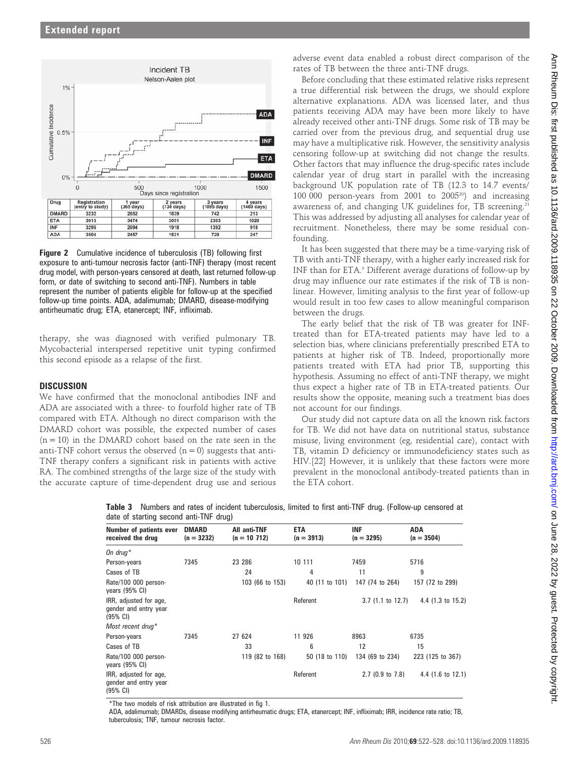Incident TB

Nelson-Aalen plot

1%

0.5%

0%

Cumulative Incidence

ADA

INF

ETA

DMARD

0 500 1000 1500

Days since registration

| Drug | Registration (entry to study) | 1 year (365 days) | 2 years (730 days) | 3 years (1095 days) | 4 years (1460 days) |
|---|---|---|---|---|---|
| DMARD | 3232 | 2652 | 1839 | 742 | 213 |
| ETA | 3913 | 3474 | 3051 | 2363 | 1020 |
| INF | 3295 | 2694 | 1918 | 1392 | 918 |
| ADA | 3504 | 2457 | 1531 | 729 | 247 |

**Figure 2** Cumulative incidence of tuberculosis (TB) following first exposure to anti-tumour necrosis factor (anti-TNF) therapy (most recent drug model, with person-years censored at death, last returned follow-up form, or date of switching to second anti-TNF). Numbers in table represent the number of patients eligible for follow-up at the specified follow-up time points. ADA, adalimumab; DMARD, disease-modifying antirheumatic drug; ETA, etanercept; INF, infliximab.

therapy, she was diagnosed with verified pulmonary TB. Mycobacterial interspersed repetitive unit typing confirmed this second episode as a relapse of the first.

## DISCUSSION

We have confirmed that the monoclonal antibodies INF and ADA are associated with a three- to fourfold higher rate of TB compared with ETA. Although no direct comparison with the DMARD cohort was possible, the expected number of cases (n = 10) in the DMARD cohort based on the rate seen in the anti-TNF cohort versus the observed (n = 0) suggests that anti-TNF therapy confers a significant risk in patients with active RA. The combined strengths of the large size of the study with the accurate capture of time-dependent drug use and serious adverse event data enabled a robust direct comparison of the rates of TB between the three anti-TNF drugs.

Before concluding that these estimated relative risks represent a true differential risk between the drugs, we should explore alternative explanations. ADA was licensed later, and thus patients receiving ADA may have been more likely to have already received other anti-TNF drugs. Some risk of TB may be carried over from the previous drug, and sequential drug use may have a multiplicative risk. However, the sensitivity analysis censoring follow-up at switching did not change the results. Other factors that may influence the drug-specific rates include calendar year of drug start in parallel with the increasing background UK population rate of TB (12.3 to 14.7 events/100 000 person-years from 2001 to 2005[20]) and increasing awareness of, and changing UK guidelines for, TB screening.[21] This was addressed by adjusting all analyses for calendar year of recruitment. Nonetheless, there may be some residual confounding.

It has been suggested that there may be a time-varying risk of TB with anti-TNF therapy, with a higher early increased risk for INF than for ETA.[5] Different average durations of follow-up by drug may influence our rate estimates if the risk of TB is non-linear. However, limiting analysis to the first year of follow-up would result in too few cases to allow meaningful comparison between the drugs.

The early belief that the risk of TB was greater for INF-treated than for ETA-treated patients may have led to a selection bias, where clinicians preferentially prescribed ETA to patients at higher risk of TB. Indeed, proportionally more patients treated with ETA had prior TB, supporting this hypothesis. Assuming no effect of anti-TNF therapy, we might thus expect a higher rate of TB in ETA-treated patients. Our results show the opposite, meaning such a treatment bias does not account for our findings.

Our study did not capture data on all the known risk factors for TB. We did not have data on nutritional status, substance misuse, living environment (eg, residential care), contact with TB, vitamin D deficiency or immunodeficiency states such as HIV.[22] However, it is unlikely that these factors were more prevalent in the monoclonal antibody-treated patients than in the ETA cohort.

**Table 3** Numbers and rates of incident tuberculosis, limited to first anti-TNF drug. (Follow-up censored at date of starting second anti-TNF drug)

| Number of patients ever received the drug | DMARD (n = 3232) | All anti-TNF (n = 10 712) | ETA (n = 3913) | INF (n = 3295) | ADA (n = 3504) |
|---|---|---|---|---|---|
| *On drug** | | | | | |
| Person-years | 7345 | 23 286 | 10 111 | 7459 | 5716 |
| Cases of TB | | 24 | 4 | 11 | 9 |
| Rate/100 000 person-years (95% CI) | | 103 (66 to 153) | 40 (11 to 101) | 147 (74 to 264) | 157 (72 to 299) |
| IRR, adjusted for age, gender and entry year (95% CI) | | | Referent | 3.7 (1.1 to 12.7) | 4.4 (1.3 to 15.2) |
| *Most recent drug** | | | | | |
| Person-years | 7345 | 27 624 | 11 926 | 8963 | 6735 |
| Cases of TB | | 33 | 6 | 12 | 15 |
| Rate/100 000 person-years (95% CI) | | 119 (82 to 168) | 50 (18 to 110) | 134 (69 to 234) | 223 (125 to 367) |
| IRR, adjusted for age, gender and entry year (95% CI) | | | Referent | 2.7 (0.9 to 7.8) | 4.4 (1.6 to 12.1) |

*The two models of risk attribution are illustrated in fig 1.

ADA, adalimumab; DMARDs, disease modifying antirheumatic drugs; ETA, etanercept; INF, infliximab; IRR, incidence rate ratio; TB, tuberculosis; TNF, tumour necrosis factor.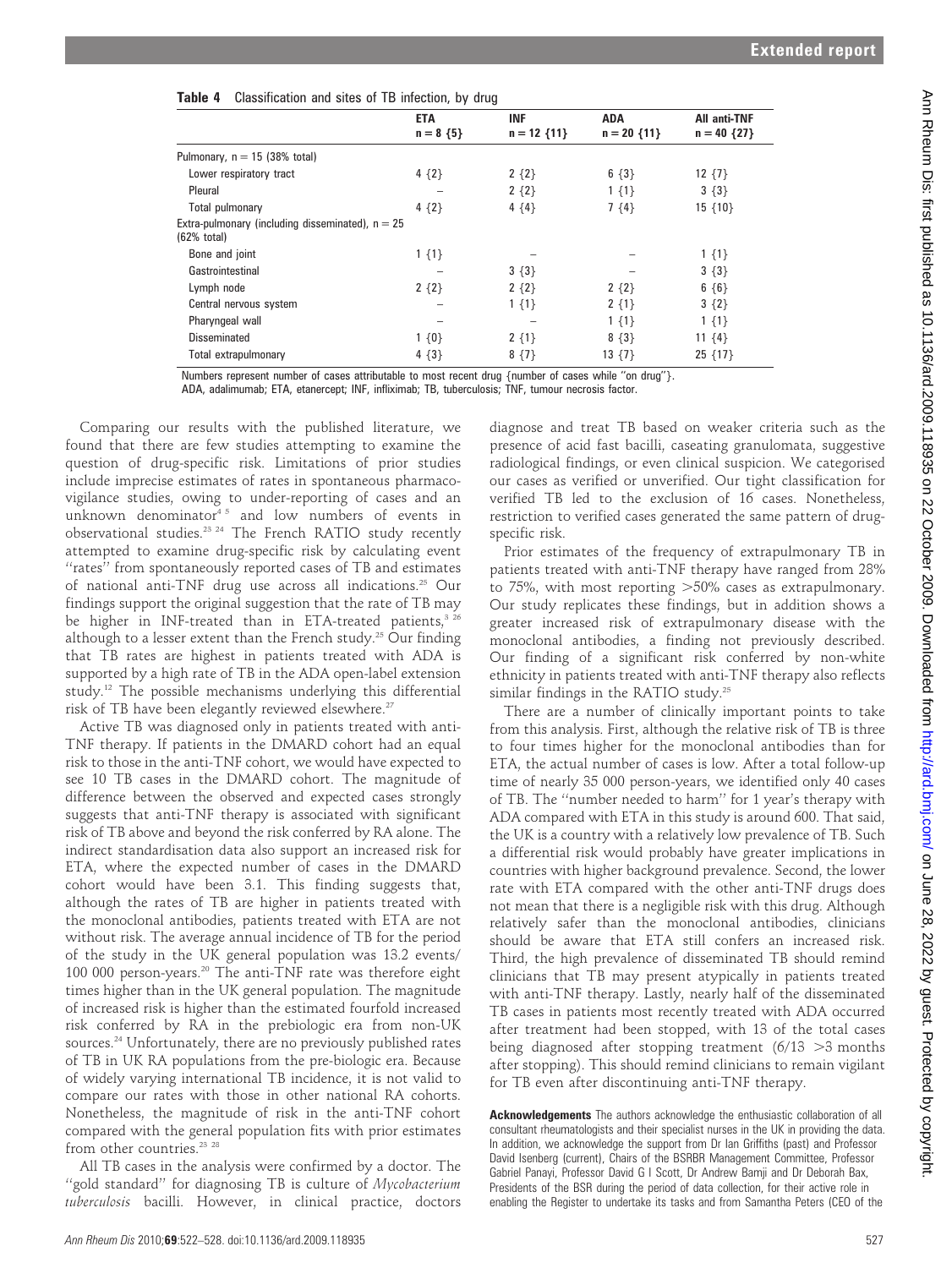**Table 4** Classification and sites of TB infection, by drug

| | ETA n = 8 {5} | INF n = 12 {11} | ADA n = 20 {11} | All anti-TNF n = 40 {27} |
|---|---|---|---|---|
| Pulmonary, n = 15 (38% total) | | | | |
| Lower respiratory tract | 4 {2} | 2 {2} | 6 {3} | 12 {7} |
| Pleural | – | 2 {2} | 1 {1} | 3 {3} |
| Total pulmonary | 4 {2} | 4 {4} | 7 {4} | 15 {10} |
| Extra-pulmonary (including disseminated), n = 25 (62% total) | | | | |
| Bone and joint | 1 {1} | – | – | 1 {1} |
| Gastrointestinal | – | 3 {3} | – | 3 {3} |
| Lymph node | 2 {2} | 2 {2} | 2 {2} | 6 {6} |
| Central nervous system | – | 1 {1} | 2 {1} | 3 {2} |
| Pharyngeal wall | – | – | 1 {1} | 1 {1} |
| Disseminated | 1 {0} | 2 {1} | 8 {3} | 11 {4} |
| Total extrapulmonary | 4 {3} | 8 {7} | 13 {7} | 25 {17} |

Numbers represent number of cases attributable to most recent drug {number of cases while "on drug"}.
ADA, adalimumab; ETA, etanercept; INF, infliximab; TB, tuberculosis; TNF, tumour necrosis factor.

Comparing our results with the published literature, we found that there are few studies attempting to examine the question of drug-specific risk. Limitations of prior studies include imprecise estimates of rates in spontaneous pharmacovigilance studies, owing to under-reporting of cases and an unknown denominator[4 5] and low numbers of events in observational studies.[23 24] The French RATIO study recently attempted to examine drug-specific risk by calculating event "rates" from spontaneously reported cases of TB and estimates of national anti-TNF drug use across all indications.[25] Our findings support the original suggestion that the rate of TB may be higher in INF-treated than in ETA-treated patients,[3 26] although to a lesser extent than the French study.[25] Our finding that TB rates are highest in patients treated with ADA is supported by a high rate of TB in the ADA open-label extension study.[12] The possible mechanisms underlying this differential risk of TB have been elegantly reviewed elsewhere.[27]

Active TB was diagnosed only in patients treated with anti-TNF therapy. If patients in the DMARD cohort had an equal risk to those in the anti-TNF cohort, we would have expected to see 10 TB cases in the DMARD cohort. The magnitude of difference between the observed and expected cases strongly suggests that anti-TNF therapy is associated with significant risk of TB above and beyond the risk conferred by RA alone. The indirect standardisation data also support an increased risk for ETA, where the expected number of cases in the DMARD cohort would have been 3.1. This finding suggests that, although the rates of TB are higher in patients treated with the monoclonal antibodies, patients treated with ETA are not without risk. The average annual incidence of TB for the period of the study in the UK general population was 13.2 events/100 000 person-years.[20] The anti-TNF rate was therefore eight times higher than in the UK general population. The magnitude of increased risk is higher than the estimated fourfold increased risk conferred by RA in the prebiologic era from non-UK sources.[24] Unfortunately, there are no previously published rates of TB in UK RA populations from the pre-biologic era. Because of widely varying international TB incidence, it is not valid to compare our rates with those in other national RA cohorts. Nonetheless, the magnitude of risk in the anti-TNF cohort compared with the general population fits with prior estimates from other countries.[23 28]

All TB cases in the analysis were confirmed by a doctor. The "gold standard" for diagnosing TB is culture of *Mycobacterium tuberculosis* bacilli. However, in clinical practice, doctors diagnose and treat TB based on weaker criteria such as the presence of acid fast bacilli, caseating granulomata, suggestive radiological findings, or even clinical suspicion. We categorised our cases as verified or unverified. Our tight classification for verified TB led to the exclusion of 16 cases. Nonetheless, restriction to verified cases generated the same pattern of drug-specific risk.

Prior estimates of the frequency of extrapulmonary TB in patients treated with anti-TNF therapy have ranged from 28% to 75%, with most reporting >50% cases as extrapulmonary. Our study replicates these findings, but in addition shows a greater increased risk of extrapulmonary disease with the monoclonal antibodies, a finding not previously described. Our finding of a significant risk conferred by non-white ethnicity in patients treated with anti-TNF therapy also reflects similar findings in the RATIO study.[25]

There are a number of clinically important points to take from this analysis. First, although the relative risk of TB is three to four times higher for the monoclonal antibodies than for ETA, the actual number of cases is low. After a total follow-up time of nearly 35 000 person-years, we identified only 40 cases of TB. The "number needed to harm" for 1 year's therapy with ADA compared with ETA in this study is around 600. That said, the UK is a country with a relatively low prevalence of TB. Such a differential risk would probably have greater implications in countries with higher background prevalence. Second, the lower rate with ETA compared with the other anti-TNF drugs does not mean that there is a negligible risk with this drug. Although relatively safer than the monoclonal antibodies, clinicians should be aware that ETA still confers an increased risk. Third, the high prevalence of disseminated TB should remind clinicians that TB may present atypically in patients treated with anti-TNF therapy. Lastly, nearly half of the disseminated TB cases in patients most recently treated with ADA occurred after treatment had been stopped, with 13 of the total cases being diagnosed after stopping treatment (6/13 >3 months after stopping). This should remind clinicians to remain vigilant for TB even after discontinuing anti-TNF therapy.

**Acknowledgements** The authors acknowledge the enthusiastic collaboration of all consultant rheumatologists and their specialist nurses in the UK in providing the data. In addition, we acknowledge the support from Dr Ian Griffiths (past) and Professor David Isenberg (current), Chairs of the BSRBR Management Committee, Professor Gabriel Panayi, Professor David G I Scott, Dr Andrew Bamji and Dr Deborah Bax, Presidents of the BSR during the period of data collection, for their active role in enabling the Register to undertake its tasks and from Samantha Peters (CEO of the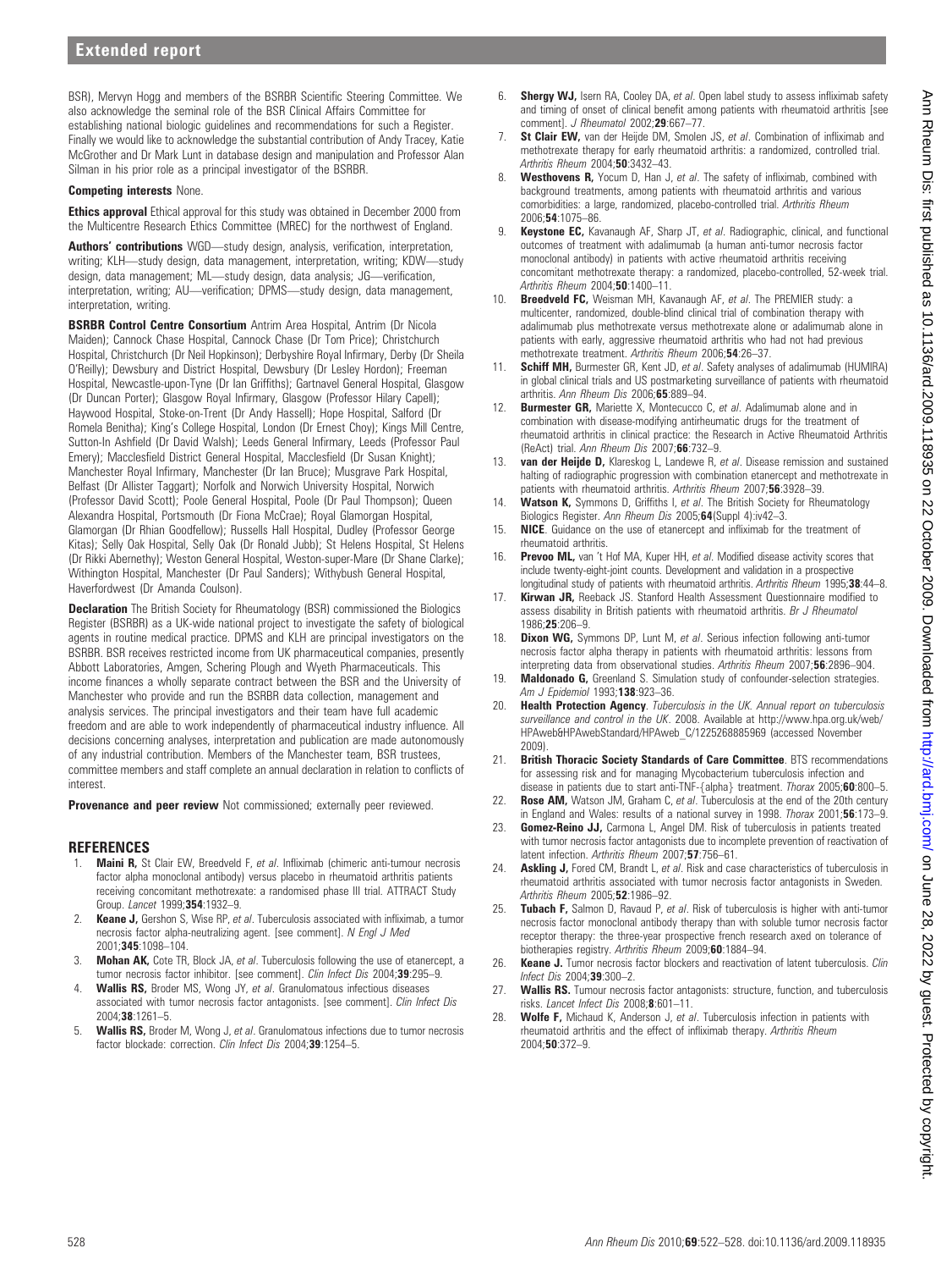BSR), Mervyn Hogg and members of the BSRBR Scientific Steering Committee. We also acknowledge the seminal role of the BSR Clinical Affairs Committee for establishing national biologic guidelines and recommendations for such a Register. Finally we would like to acknowledge the substantial contribution of Andy Tracey, Katie McGrother and Dr Mark Lunt in database design and manipulation and Professor Alan Silman in his prior role as a principal investigator of the BSRBR.

**Competing interests** None.

**Ethics approval** Ethical approval for this study was obtained in December 2000 from the Multicentre Research Ethics Committee (MREC) for the northwest of England.

**Authors' contributions** WGD—study design, analysis, verification, interpretation, writing; KLH—study design, data management, interpretation, writing; KDW—study design, data management; ML—study design, data analysis; JG—verification, interpretation, writing; AU—verification; DPMS—study design, data management, interpretation, writing.

**BSRBR Control Centre Consortium** Antrim Area Hospital, Antrim (Dr Nicola Maiden); Cannock Chase Hospital, Cannock Chase (Dr Tom Price); Christchurch Hospital, Christchurch (Dr Neil Hopkinson); Derbyshire Royal Infirmary, Derby (Dr Sheila O'Reilly); Dewsbury and District Hospital, Dewsbury (Dr Lesley Hordon); Freeman Hospital, Newcastle-upon-Tyne (Dr Ian Griffiths); Gartnavel General Hospital, Glasgow (Dr Duncan Porter); Glasgow Royal Infirmary, Glasgow (Professor Hilary Capell); Haywood Hospital, Stoke-on-Trent (Dr Andy Hassell); Hope Hospital, Salford (Dr Romela Benitha); King's College Hospital, London (Dr Ernest Choy); Kings Mill Centre, Sutton-In Ashfield (Dr David Walsh); Leeds General Infirmary, Leeds (Professor Paul Emery); Macclesfield District General Hospital, Macclesfield (Dr Susan Knight); Manchester Royal Infirmary, Manchester (Dr Ian Bruce); Musgrave Park Hospital, Belfast (Dr Allister Taggart); Norfolk and Norwich University Hospital, Norwich (Professor David Scott); Poole General Hospital, Poole (Dr Paul Thompson); Queen Alexandra Hospital, Portsmouth (Dr Fiona McCrae); Royal Glamorgan Hospital, Glamorgan (Dr Rhian Goodfellow); Russells Hall Hospital, Dudley (Professor George Kitas); Selly Oak Hospital, Selly Oak (Dr Ronald Jubb); St Helens Hospital, St Helens (Dr Rikki Abernethy); Weston General Hospital, Weston-super-Mare (Dr Shane Clarke); Withington Hospital, Manchester (Dr Paul Sanders); Withybush General Hospital, Haverfordwest (Dr Amanda Coulson).

**Declaration** The British Society for Rheumatology (BSR) commissioned the Biologics Register (BSRBR) as a UK-wide national project to investigate the safety of biological agents in routine medical practice. DPMS and KLH are principal investigators on the BSRBR. BSR receives restricted income from UK pharmaceutical companies, presently Abbott Laboratories, Amgen, Schering Plough and Wyeth Pharmaceuticals. This income finances a wholly separate contract between the BSR and the University of Manchester who provide and run the BSRBR data collection, management and analysis services. The principal investigators and their team have full academic freedom and are able to work independently of pharmaceutical industry influence. All decisions concerning analyses, interpretation and publication are made autonomously of any industrial contribution. Members of the Manchester team, BSR trustees, committee members and staff complete an annual declaration in relation to conflicts of interest.

**Provenance and peer review** Not commissioned; externally peer reviewed.

## REFERENCES

1. **Maini R,** St Clair EW, Breedveld F, *et al*. Infliximab (chimeric anti-tumour necrosis factor alpha monoclonal antibody) versus placebo in rheumatoid arthritis patients receiving concomitant methotrexate: a randomised phase III trial. ATTRACT Study Group. *Lancet* 1999;**354**:1932–9.
2. **Keane J,** Gershon S, Wise RP, *et al*. Tuberculosis associated with infliximab, a tumor necrosis factor alpha-neutralizing agent. [see comment]. *N Engl J Med* 2001;**345**:1098–104.
3. **Mohan AK,** Cote TR, Block JA, *et al*. Tuberculosis following the use of etanercept, a tumor necrosis factor inhibitor. [see comment]. *Clin Infect Dis* 2004;**39**:295–9.
4. **Wallis RS,** Broder MS, Wong JY, *et al*. Granulomatous infectious diseases associated with tumor necrosis factor antagonists. [see comment]. *Clin Infect Dis* 2004;**38**:1261–5.
5. **Wallis RS,** Broder M, Wong J, *et al*. Granulomatous infections due to tumor necrosis factor blockade: correction. *Clin Infect Dis* 2004;**39**:1254–5.
6. **Shergy WJ,** Isern RA, Cooley DA, *et al*. Open label study to assess infliximab safety and timing of onset of clinical benefit among patients with rheumatoid arthritis [see comment]. *J Rheumatol* 2002;**29**:667–77.
7. **St Clair EW,** van der Heijde DM, Smolen JS, *et al*. Combination of infliximab and methotrexate therapy for early rheumatoid arthritis: a randomized, controlled trial. *Arthritis Rheum* 2004;**50**:3432–43.
8. **Westhovens R,** Yocum D, Han J, *et al*. The safety of infliximab, combined with background treatments, among patients with rheumatoid arthritis and various comorbidities: a large, randomized, placebo-controlled trial. *Arthritis Rheum* 2006;**54**:1075–86.
9. **Keystone EC,** Kavanaugh AF, Sharp JT, *et al*. Radiographic, clinical, and functional outcomes of treatment with adalimumab (a human anti-tumor necrosis factor monoclonal antibody) in patients with active rheumatoid arthritis receiving concomitant methotrexate therapy: a randomized, placebo-controlled, 52-week trial. *Arthritis Rheum* 2004;**50**:1400–11.
10. **Breedveld FC,** Weisman MH, Kavanaugh AF, *et al*. The PREMIER study: a multicenter, randomized, double-blind clinical trial of combination therapy with adalimumab plus methotrexate versus methotrexate alone or adalimumab alone in patients with early, aggressive rheumatoid arthritis who had not had previous methotrexate treatment. *Arthritis Rheum* 2006;**54**:26–37.
11. **Schiff MH,** Burmester GR, Kent JD, *et al*. Safety analyses of adalimumab (HUMIRA) in global clinical trials and US postmarketing surveillance of patients with rheumatoid arthritis. *Ann Rheum Dis* 2006;**65**:889–94.
12. **Burmester GR,** Mariette X, Montecucco C, *et al*. Adalimumab alone and in combination with disease-modifying antirheumatic drugs for the treatment of rheumatoid arthritis in clinical practice: the Research in Active Rheumatoid Arthritis (ReAct) trial. *Ann Rheum Dis* 2007;**66**:732–9.
13. **van der Heijde D,** Klareskog L, Landewe R, *et al*. Disease remission and sustained halting of radiographic progression with combination etanercept and methotrexate in patients with rheumatoid arthritis. *Arthritis Rheum* 2007;**56**:3928–39.
14. **Watson K,** Symmons D, Griffiths I, *et al*. The British Society for Rheumatology Biologics Register. *Ann Rheum Dis* 2005;**64**(Suppl 4):iv42–3.
15. **NICE**. Guidance on the use of etanercept and infliximab for the treatment of rheumatoid arthritis.
16. **Prevoo ML,** van 't Hof MA, Kuper HH, *et al*. Modified disease activity scores that include twenty-eight-joint counts. Development and validation in a prospective longitudinal study of patients with rheumatoid arthritis. *Arthritis Rheum* 1995;**38**:44–8.
17. **Kirwan JR,** Reeback JS. Stanford Health Assessment Questionnaire modified to assess disability in British patients with rheumatoid arthritis. *Br J Rheumatol* 1986;**25**:206–9.
18. **Dixon WG,** Symmons DP, Lunt M, *et al*. Serious infection following anti-tumor necrosis factor alpha therapy in patients with rheumatoid arthritis: lessons from interpreting data from observational studies. *Arthritis Rheum* 2007;**56**:2896–904.
19. **Maldonado G,** Greenland S. Simulation study of confounder-selection strategies. *Am J Epidemiol* 1993;**138**:923–36.
20. **Health Protection Agency**. *Tuberculosis in the UK. Annual report on tuberculosis surveillance and control in the UK*. 2008. Available at http://www.hpa.org.uk/web/HPAweb&HPAwebStandard/HPAweb_C/1225268885969 (accessed November 2009).
21. **British Thoracic Society Standards of Care Committee**. BTS recommendations for assessing risk and for managing Mycobacterium tuberculosis infection and disease in patients due to start anti-TNF-{alpha} treatment. *Thorax* 2005;**60**:800–5.
22. **Rose AM,** Watson JM, Graham C, *et al*. Tuberculosis at the end of the 20th century in England and Wales: results of a national survey in 1998. *Thorax* 2001;**56**:173–9.
23. **Gomez-Reino JJ,** Carmona L, Angel DM. Risk of tuberculosis in patients treated with tumor necrosis factor antagonists due to incomplete prevention of reactivation of latent infection. *Arthritis Rheum* 2007;**57**:756–61.
24. **Askling J,** Fored CM, Brandt L, *et al*. Risk and case characteristics of tuberculosis in rheumatoid arthritis associated with tumor necrosis factor antagonists in Sweden. *Arthritis Rheum* 2005;**52**:1986–92.
25. **Tubach F,** Salmon D, Ravaud P, *et al*. Risk of tuberculosis is higher with anti-tumor necrosis factor monoclonal antibody therapy than with soluble tumor necrosis factor receptor therapy: the three-year prospective french research axed on tolerance of biotherapies registry. *Arthritis Rheum* 2009;**60**:1884–94.
26. **Keane J.** Tumor necrosis factor blockers and reactivation of latent tuberculosis. *Clin Infect Dis* 2004;**39**:300–2.
27. **Wallis RS.** Tumour necrosis factor antagonists: structure, function, and tuberculosis risks. *Lancet Infect Dis* 2008;**8**:601–11.
28. **Wolfe F,** Michaud K, Anderson J, *et al*. Tuberculosis infection in patients with rheumatoid arthritis and the effect of infliximab therapy. *Arthritis Rheum* 2004;**50**:372–9.